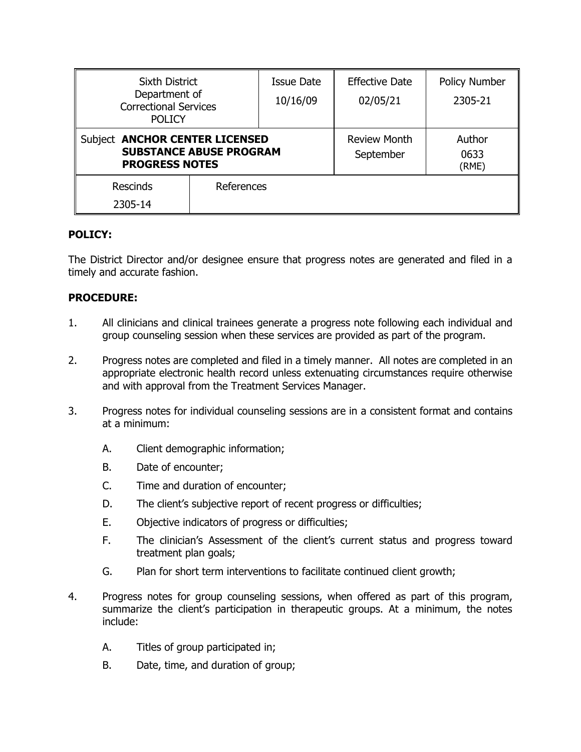| Sixth District Department of Correctional Services POLICY | | Issue Date 10/16/09 | Effective Date 02/05/21 | Policy Number 2305-21 |
|---|---|---|---|---|
| Subject **ANCHOR CENTER LICENSED SUBSTANCE ABUSE PROGRAM PROGRESS NOTES** | | | Review Month September | Author 0633 (RME) |
| Rescinds 2305-14 | References | | | |

**POLICY:**

The District Director and/or designee ensure that progress notes are generated and filed in a timely and accurate fashion.

**PROCEDURE:**

1. All clinicians and clinical trainees generate a progress note following each individual and group counseling session when these services are provided as part of the program.

2. Progress notes are completed and filed in a timely manner. All notes are completed in an appropriate electronic health record unless extenuating circumstances require otherwise and with approval from the Treatment Services Manager.

3. Progress notes for individual counseling sessions are in a consistent format and contains at a minimum:

   A. Client demographic information;

   B. Date of encounter;

   C. Time and duration of encounter;

   D. The client's subjective report of recent progress or difficulties;

   E. Objective indicators of progress or difficulties;

   F. The clinician's Assessment of the client's current status and progress toward treatment plan goals;

   G. Plan for short term interventions to facilitate continued client growth;

4. Progress notes for group counseling sessions, when offered as part of this program, summarize the client's participation in therapeutic groups. At a minimum, the notes include:

   A. Titles of group participated in;

   B. Date, time, and duration of group;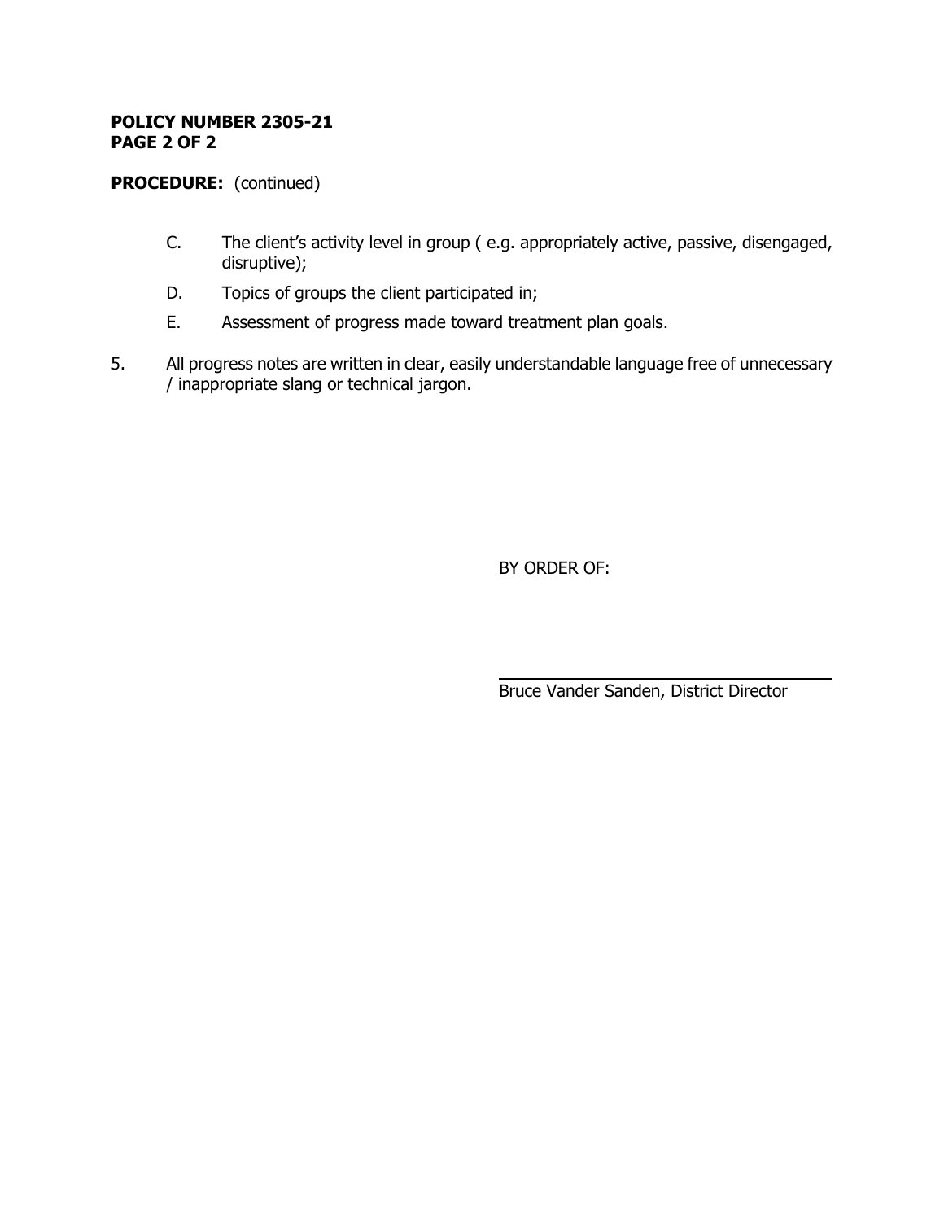**POLICY NUMBER 2305-21**

**PROCEDURE:** (continued)

C. The client's activity level in group ( e.g. appropriately active, passive, disengaged, disruptive);

D. Topics of groups the client participated in;

E. Assessment of progress made toward treatment plan goals.

5. All progress notes are written in clear, easily understandable language free of unnecessary / inappropriate slang or technical jargon.

BY ORDER OF:

Bruce Vander Sanden, District Director